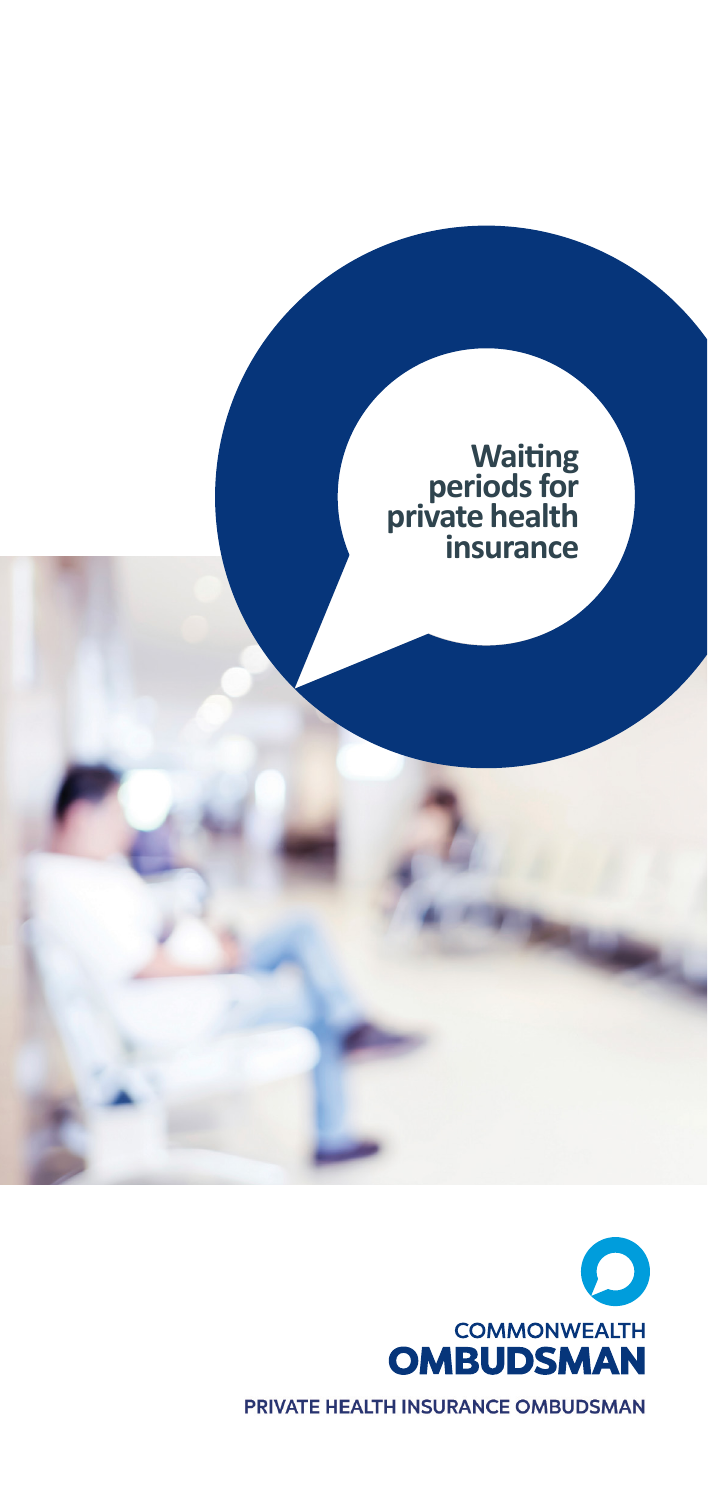# Waiting periods for private health insurance

COMMONWEALTH OMBUDSMAN

PRIVATE HEALTH INSURANCE OMBUDSMAN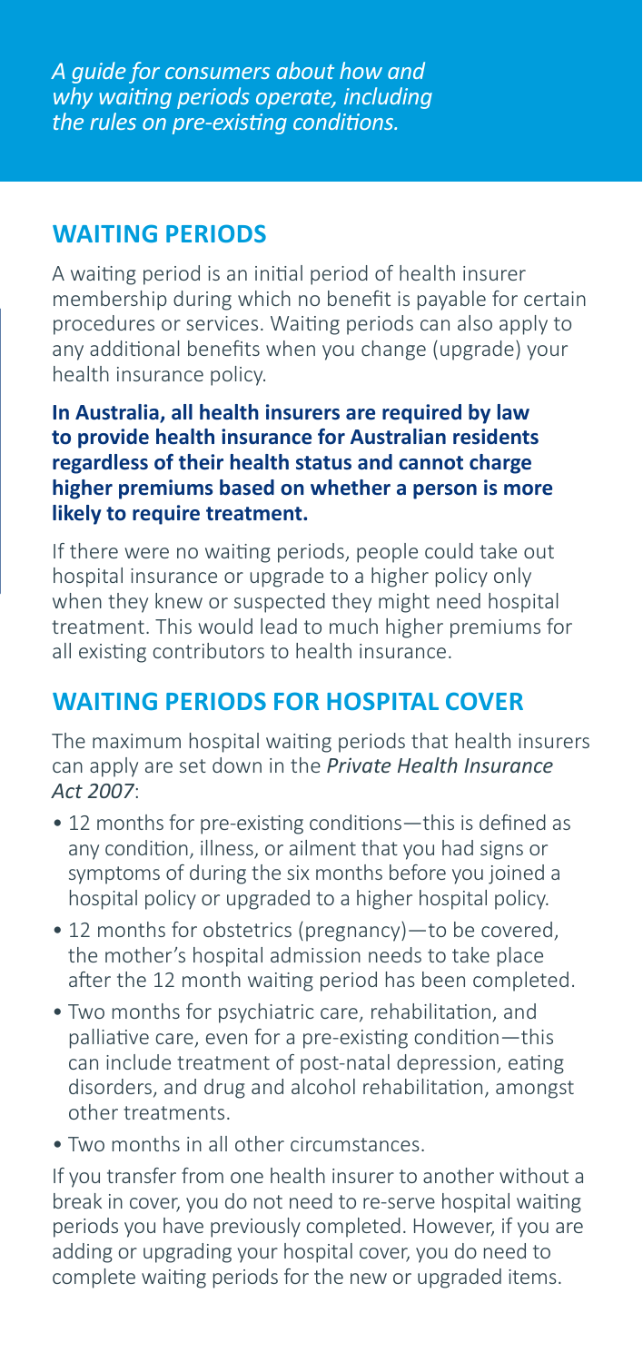*A guide for consumers about how and why waiting periods operate, including the rules on pre-existing conditions.*

## WAITING PERIODS

A waiting period is an initial period of health insurer membership during which no benefit is payable for certain procedures or services. Waiting periods can also apply to any additional benefits when you change (upgrade) your health insurance policy.

**In Australia, all health insurers are required by law to provide health insurance for Australian residents regardless of their health status and cannot charge higher premiums based on whether a person is more likely to require treatment.**

If there were no waiting periods, people could take out hospital insurance or upgrade to a higher policy only when they knew or suspected they might need hospital treatment. This would lead to much higher premiums for all existing contributors to health insurance.

## WAITING PERIODS FOR HOSPITAL COVER

The maximum hospital waiting periods that health insurers can apply are set down in the *Private Health Insurance Act 2007*:

- 12 months for pre-existing conditions—this is defined as any condition, illness, or ailment that you had signs or symptoms of during the six months before you joined a hospital policy or upgraded to a higher hospital policy.
- 12 months for obstetrics (pregnancy)—to be covered, the mother's hospital admission needs to take place after the 12 month waiting period has been completed.
- Two months for psychiatric care, rehabilitation, and palliative care, even for a pre-existing condition—this can include treatment of post-natal depression, eating disorders, and drug and alcohol rehabilitation, amongst other treatments.
- Two months in all other circumstances.

If you transfer from one health insurer to another without a break in cover, you do not need to re-serve hospital waiting periods you have previously completed. However, if you are adding or upgrading your hospital cover, you do need to complete waiting periods for the new or upgraded items.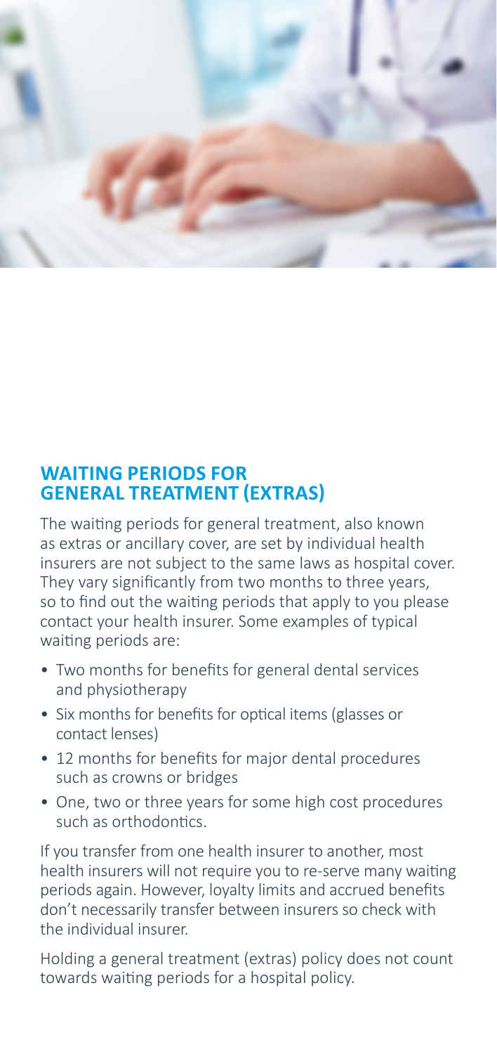## WAITING PERIODS FOR GENERAL TREATMENT (EXTRAS)

The waiting periods for general treatment, also known as extras or ancillary cover, are set by individual health insurers are not subject to the same laws as hospital cover. They vary significantly from two months to three years, so to find out the waiting periods that apply to you please contact your health insurer. Some examples of typical waiting periods are:

- Two months for benefits for general dental services and physiotherapy
- Six months for benefits for optical items (glasses or contact lenses)
- 12 months for benefits for major dental procedures such as crowns or bridges
- One, two or three years for some high cost procedures such as orthodontics.

If you transfer from one health insurer to another, most health insurers will not require you to re-serve many waiting periods again. However, loyalty limits and accrued benefits don't necessarily transfer between insurers so check with the individual insurer.

Holding a general treatment (extras) policy does not count towards waiting periods for a hospital policy.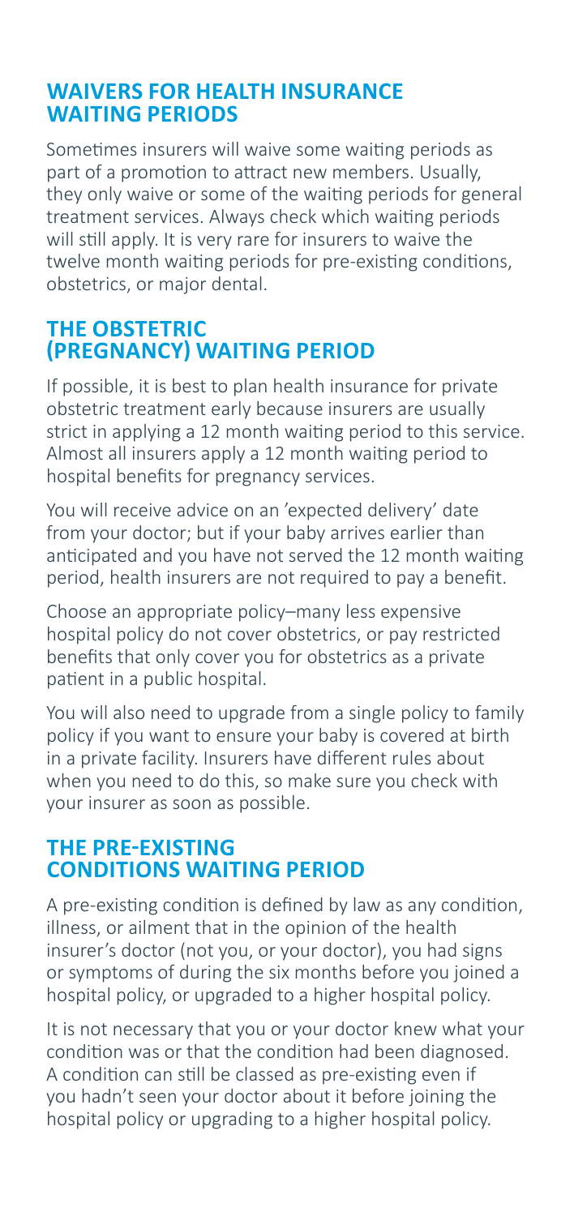## WAIVERS FOR HEALTH INSURANCE WAITING PERIODS

Sometimes insurers will waive some waiting periods as part of a promotion to attract new members. Usually, they only waive or some of the waiting periods for general treatment services. Always check which waiting periods will still apply. It is very rare for insurers to waive the twelve month waiting periods for pre-existing conditions, obstetrics, or major dental.

## THE OBSTETRIC (PREGNANCY) WAITING PERIOD

If possible, it is best to plan health insurance for private obstetric treatment early because insurers are usually strict in applying a 12 month waiting period to this service. Almost all insurers apply a 12 month waiting period to hospital benefits for pregnancy services.

You will receive advice on an 'expected delivery' date from your doctor; but if your baby arrives earlier than anticipated and you have not served the 12 month waiting period, health insurers are not required to pay a benefit.

Choose an appropriate policy–many less expensive hospital policy do not cover obstetrics, or pay restricted benefits that only cover you for obstetrics as a private patient in a public hospital.

You will also need to upgrade from a single policy to family policy if you want to ensure your baby is covered at birth in a private facility. Insurers have different rules about when you need to do this, so make sure you check with your insurer as soon as possible.

## THE PRE-EXISTING CONDITIONS WAITING PERIOD

A pre-existing condition is defined by law as any condition, illness, or ailment that in the opinion of the health insurer's doctor (not you, or your doctor), you had signs or symptoms of during the six months before you joined a hospital policy, or upgraded to a higher hospital policy.

It is not necessary that you or your doctor knew what your condition was or that the condition had been diagnosed. A condition can still be classed as pre-existing even if you hadn't seen your doctor about it before joining the hospital policy or upgrading to a higher hospital policy.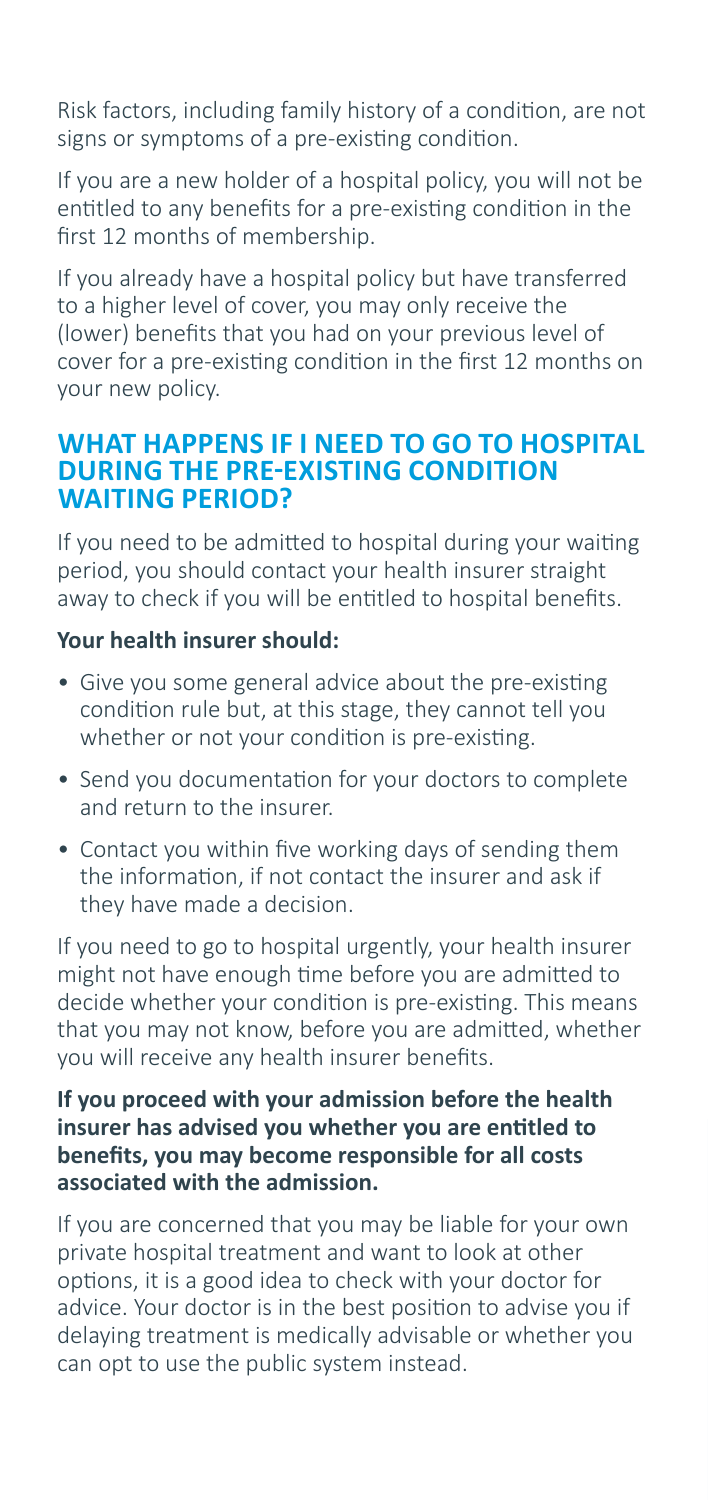Risk factors, including family history of a condition, are not signs or symptoms of a pre-existing condition.

If you are a new holder of a hospital policy, you will not be entitled to any benefits for a pre-existing condition in the first 12 months of membership.

If you already have a hospital policy but have transferred to a higher level of cover, you may only receive the (lower) benefits that you had on your previous level of cover for a pre-existing condition in the first 12 months on your new policy.

## WHAT HAPPENS IF I NEED TO GO TO HOSPITAL DURING THE PRE-EXISTING CONDITION WAITING PERIOD?

If you need to be admitted to hospital during your waiting period, you should contact your health insurer straight away to check if you will be entitled to hospital benefits.

**Your health insurer should:**

- Give you some general advice about the pre-existing condition rule but, at this stage, they cannot tell you whether or not your condition is pre-existing.
- Send you documentation for your doctors to complete and return to the insurer.
- Contact you within five working days of sending them the information, if not contact the insurer and ask if they have made a decision.

If you need to go to hospital urgently, your health insurer might not have enough time before you are admitted to decide whether your condition is pre-existing. This means that you may not know, before you are admitted, whether you will receive any health insurer benefits.

**If you proceed with your admission before the health insurer has advised you whether you are entitled to benefits, you may become responsible for all costs associated with the admission.**

If you are concerned that you may be liable for your own private hospital treatment and want to look at other options, it is a good idea to check with your doctor for advice. Your doctor is in the best position to advise you if delaying treatment is medically advisable or whether you can opt to use the public system instead.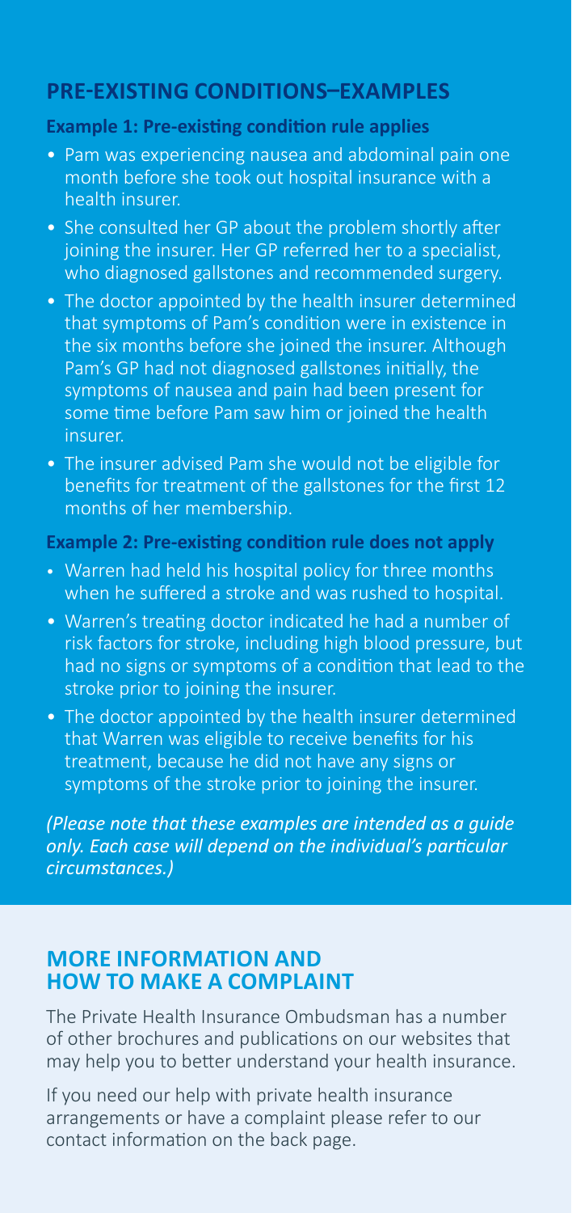## PRE-EXISTING CONDITIONS–EXAMPLES

**Example 1: Pre-existing condition rule applies**

- Pam was experiencing nausea and abdominal pain one month before she took out hospital insurance with a health insurer.
- She consulted her GP about the problem shortly after joining the insurer. Her GP referred her to a specialist, who diagnosed gallstones and recommended surgery.
- The doctor appointed by the health insurer determined that symptoms of Pam's condition were in existence in the six months before she joined the insurer. Although Pam's GP had not diagnosed gallstones initially, the symptoms of nausea and pain had been present for some time before Pam saw him or joined the health insurer.
- The insurer advised Pam she would not be eligible for benefits for treatment of the gallstones for the first 12 months of her membership.

**Example 2: Pre-existing condition rule does not apply**

- Warren had held his hospital policy for three months when he suffered a stroke and was rushed to hospital.
- Warren's treating doctor indicated he had a number of risk factors for stroke, including high blood pressure, but had no signs or symptoms of a condition that lead to the stroke prior to joining the insurer.
- The doctor appointed by the health insurer determined that Warren was eligible to receive benefits for his treatment, because he did not have any signs or symptoms of the stroke prior to joining the insurer.

*(Please note that these examples are intended as a guide only. Each case will depend on the individual's particular circumstances.)*

## MORE INFORMATION AND HOW TO MAKE A COMPLAINT

The Private Health Insurance Ombudsman has a number of other brochures and publications on our websites that may help you to better understand your health insurance.

If you need our help with private health insurance arrangements or have a complaint please refer to our contact information on the back page.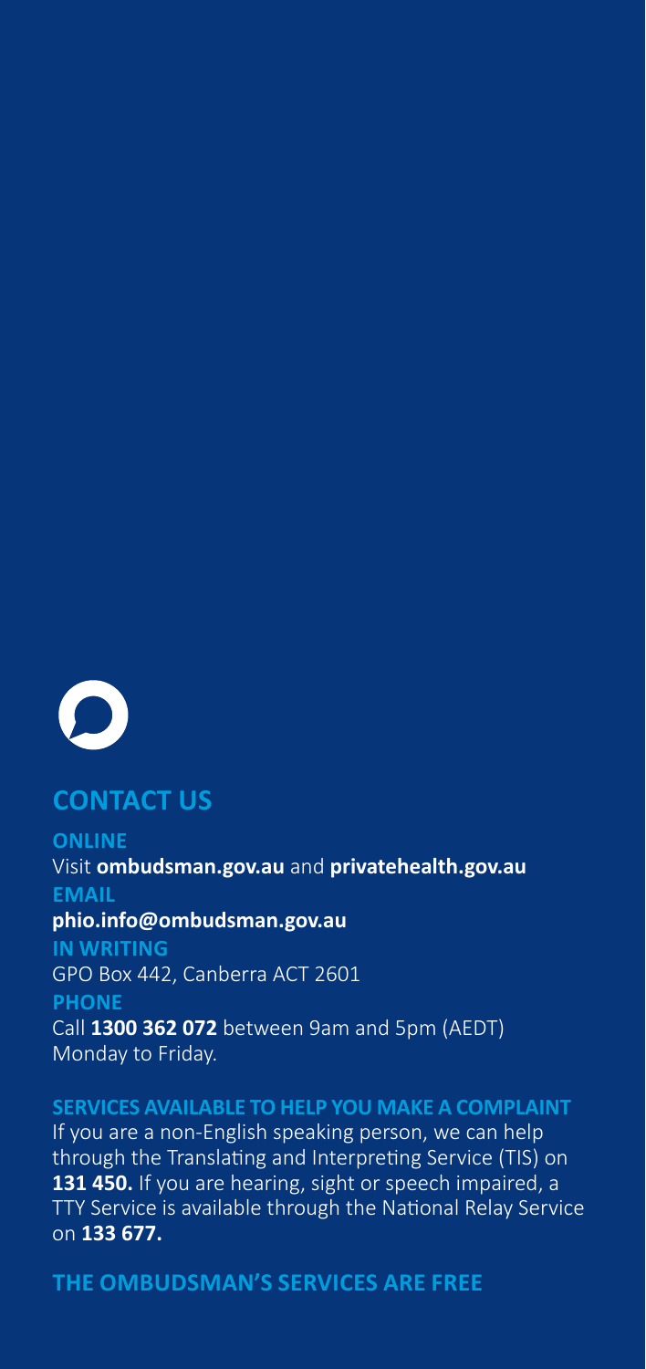## CONTACT US

**ONLINE**

Visit **ombudsman.gov.au** and **privatehealth.gov.au**

**EMAIL**

**phio.info@ombudsman.gov.au**

**IN WRITING**

GPO Box 442, Canberra ACT 2601

**PHONE**

Call **1300 362 072** between 9am and 5pm (AEDT) Monday to Friday.

**SERVICES AVAILABLE TO HELP YOU MAKE A COMPLAINT**

If you are a non-English speaking person, we can help through the Translating and Interpreting Service (TIS) on **131 450.** If you are hearing, sight or speech impaired, a TTY Service is available through the National Relay Service on **133 677.**

**THE OMBUDSMAN'S SERVICES ARE FREE**